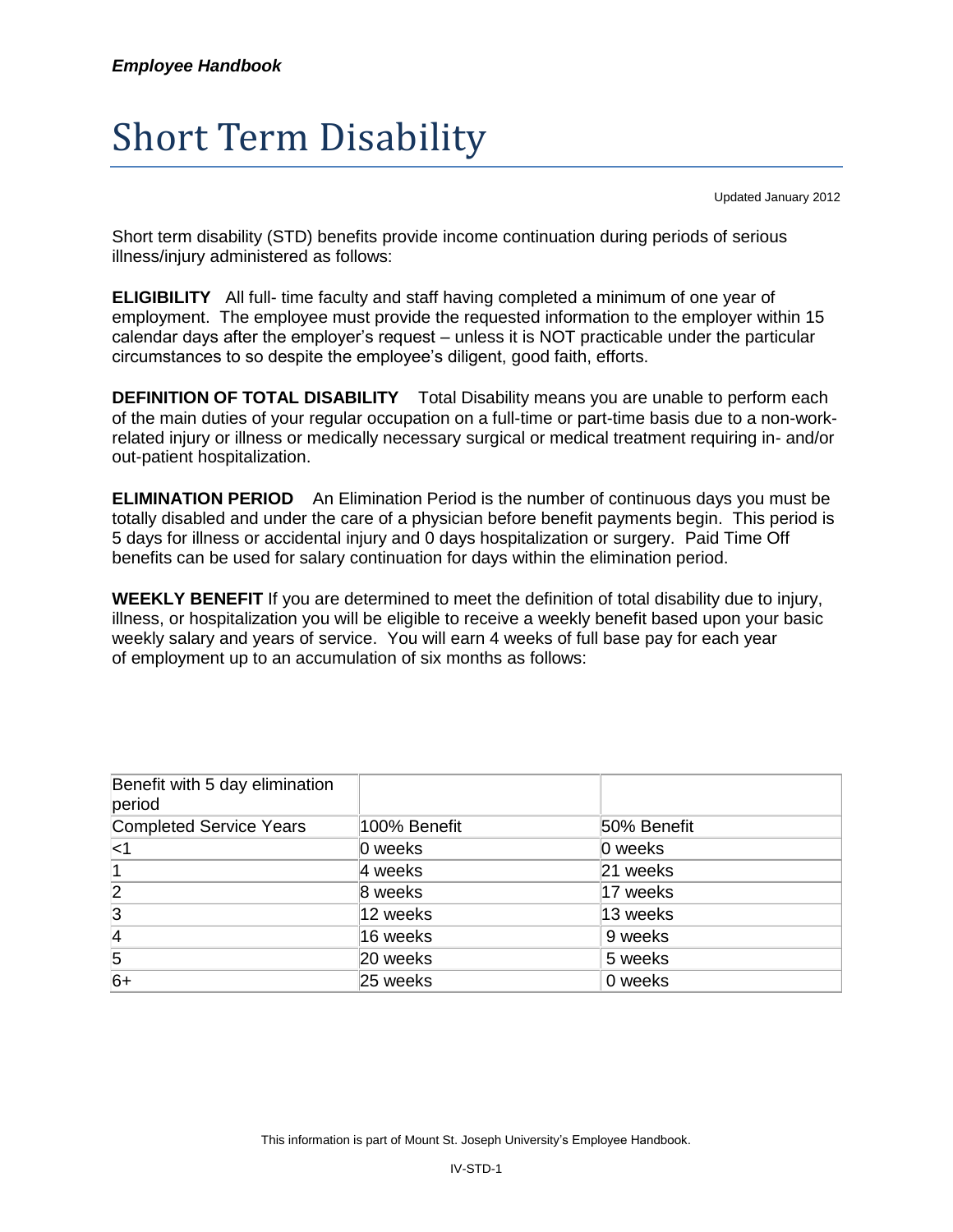*Employee Handbook*

# Short Term Disability

Updated January 2012

Short term disability (STD) benefits provide income continuation during periods of serious illness/injury administered as follows:

**ELIGIBILITY** All full- time faculty and staff having completed a minimum of one year of employment. The employee must provide the requested information to the employer within 15 calendar days after the employer's request – unless it is NOT practicable under the particular circumstances to so despite the employee's diligent, good faith, efforts.

**DEFINITION OF TOTAL DISABILITY** Total Disability means you are unable to perform each of the main duties of your regular occupation on a full-time or part-time basis due to a non-work-related injury or illness or medically necessary surgical or medical treatment requiring in- and/or out-patient hospitalization.

**ELIMINATION PERIOD** An Elimination Period is the number of continuous days you must be totally disabled and under the care of a physician before benefit payments begin. This period is 5 days for illness or accidental injury and 0 days hospitalization or surgery. Paid Time Off benefits can be used for salary continuation for days within the elimination period.

**WEEKLY BENEFIT** If you are determined to meet the definition of total disability due to injury, illness, or hospitalization you will be eligible to receive a weekly benefit based upon your basic weekly salary and years of service. You will earn 4 weeks of full base pay for each year of employment up to an accumulation of six months as follows:

| Benefit with 5 day elimination period | | |
|---|---|---|
| Completed Service Years | 100% Benefit | 50% Benefit |
| <1 | 0 weeks | 0 weeks |
| 1 | 4 weeks | 21 weeks |
| 2 | 8 weeks | 17 weeks |
| 3 | 12 weeks | 13 weeks |
| 4 | 16 weeks | 9 weeks |
| 5 | 20 weeks | 5 weeks |
| 6+ | 25 weeks | 0 weeks |

This information is part of Mount St. Joseph University's Employee Handbook.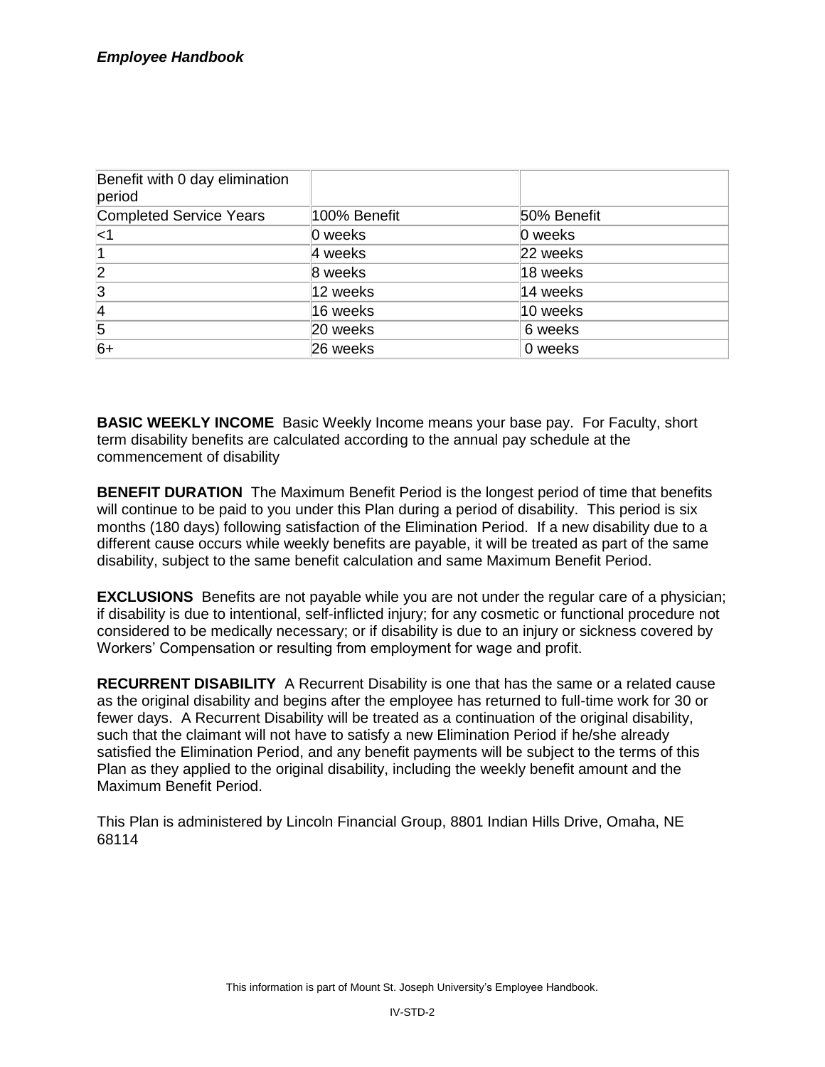| Benefit with 0 day elimination period | | |
| --- | --- | --- |
| Completed Service Years | 100% Benefit | 50% Benefit |
| <1 | 0 weeks | 0 weeks |
| 1 | 4 weeks | 22 weeks |
| 2 | 8 weeks | 18 weeks |
| 3 | 12 weeks | 14 weeks |
| 4 | 16 weeks | 10 weeks |
| 5 | 20 weeks | 6 weeks |
| 6+ | 26 weeks | 0 weeks |

**BASIC WEEKLY INCOME** Basic Weekly Income means your base pay. For Faculty, short term disability benefits are calculated according to the annual pay schedule at the commencement of disability

**BENEFIT DURATION** The Maximum Benefit Period is the longest period of time that benefits will continue to be paid to you under this Plan during a period of disability. This period is six months (180 days) following satisfaction of the Elimination Period. If a new disability due to a different cause occurs while weekly benefits are payable, it will be treated as part of the same disability, subject to the same benefit calculation and same Maximum Benefit Period.

**EXCLUSIONS** Benefits are not payable while you are not under the regular care of a physician; if disability is due to intentional, self-inflicted injury; for any cosmetic or functional procedure not considered to be medically necessary; or if disability is due to an injury or sickness covered by Workers' Compensation or resulting from employment for wage and profit.

**RECURRENT DISABILITY** A Recurrent Disability is one that has the same or a related cause as the original disability and begins after the employee has returned to full-time work for 30 or fewer days. A Recurrent Disability will be treated as a continuation of the original disability, such that the claimant will not have to satisfy a new Elimination Period if he/she already satisfied the Elimination Period, and any benefit payments will be subject to the terms of this Plan as they applied to the original disability, including the weekly benefit amount and the Maximum Benefit Period.

This Plan is administered by Lincoln Financial Group, 8801 Indian Hills Drive, Omaha, NE 68114